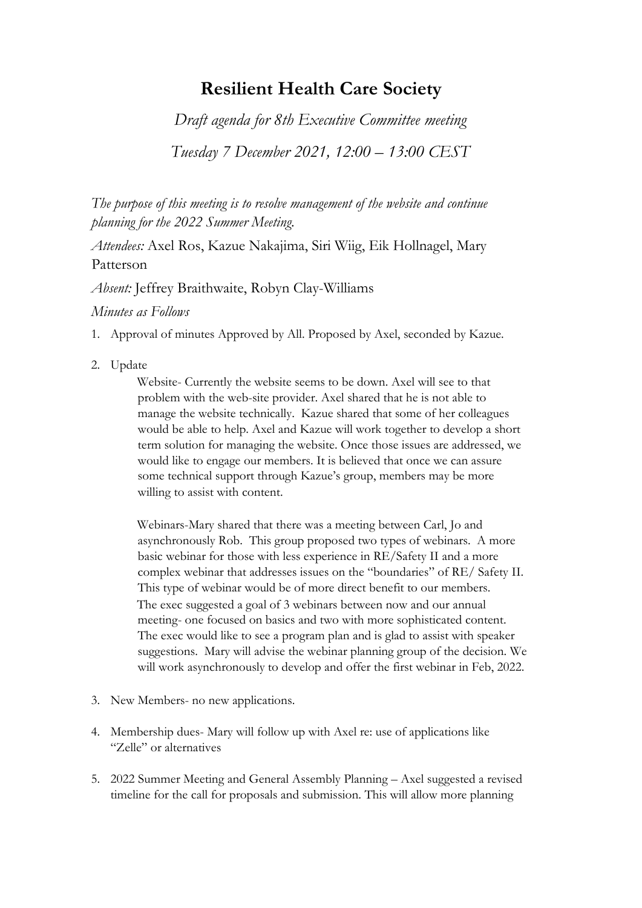# Resilient Health Care Society

*Draft agenda for 8th Executive Committee meeting*

*Tuesday 7 December 2021, 12:00 – 13:00 CEST*

*The purpose of this meeting is to resolve management of the website and continue planning for the 2022 Summer Meeting.*

*Attendees:* Axel Ros, Kazue Nakajima, Siri Wiig, Eik Hollnagel, Mary Patterson

*Absent:* Jeffrey Braithwaite, Robyn Clay-Williams

*Minutes as Follows*

1. Approval of minutes Approved by All. Proposed by Axel, seconded by Kazue.

2. Update

   Website- Currently the website seems to be down. Axel will see to that problem with the web-site provider. Axel shared that he is not able to manage the website technically. Kazue shared that some of her colleagues would be able to help. Axel and Kazue will work together to develop a short term solution for managing the website. Once those issues are addressed, we would like to engage our members. It is believed that once we can assure some technical support through Kazue's group, members may be more willing to assist with content.

   Webinars-Mary shared that there was a meeting between Carl, Jo and asynchronously Rob. This group proposed two types of webinars. A more basic webinar for those with less experience in RE/Safety II and a more complex webinar that addresses issues on the "boundaries" of RE/ Safety II. This type of webinar would be of more direct benefit to our members. The exec suggested a goal of 3 webinars between now and our annual meeting- one focused on basics and two with more sophisticated content. The exec would like to see a program plan and is glad to assist with speaker suggestions. Mary will advise the webinar planning group of the decision. We will work asynchronously to develop and offer the first webinar in Feb, 2022.

3. New Members- no new applications.

4. Membership dues- Mary will follow up with Axel re: use of applications like "Zelle" or alternatives

5. 2022 Summer Meeting and General Assembly Planning – Axel suggested a revised timeline for the call for proposals and submission. This will allow more planning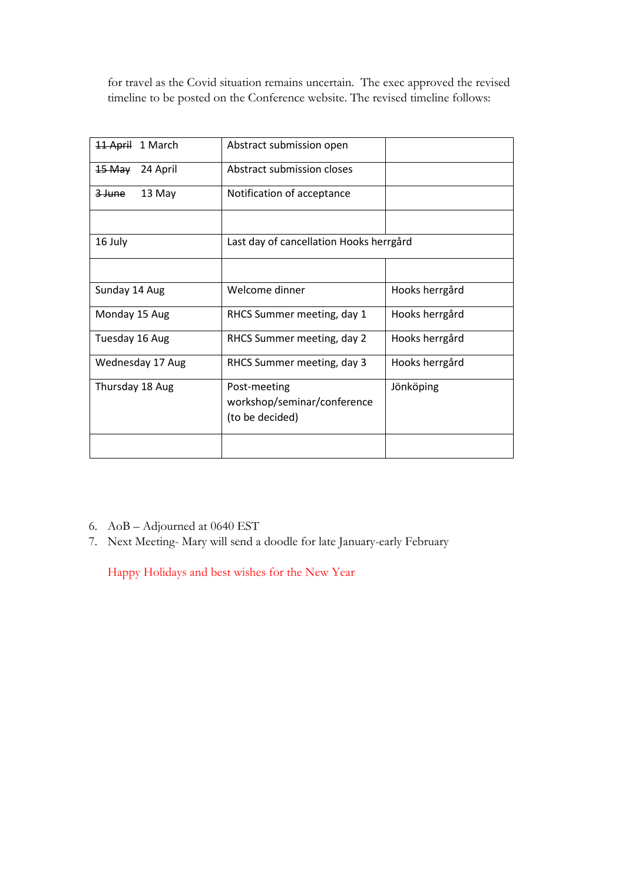for travel as the Covid situation remains uncertain. The exec approved the revised timeline to be posted on the Conference website. The revised timeline follows:

| | | |
|---|---|---|
| ~~11 April~~ 1 March | Abstract submission open | |
| ~~15 May~~ 24 April | Abstract submission closes | |
| ~~3 June~~ 13 May | Notification of acceptance | |
| | | |
| 16 July | Last day of cancellation Hooks herrgård | |
| | | |
| Sunday 14 Aug | Welcome dinner | Hooks herrgård |
| Monday 15 Aug | RHCS Summer meeting, day 1 | Hooks herrgård |
| Tuesday 16 Aug | RHCS Summer meeting, day 2 | Hooks herrgård |
| Wednesday 17 Aug | RHCS Summer meeting, day 3 | Hooks herrgård |
| Thursday 18 Aug | Post-meeting workshop/seminar/conference (to be decided) | Jönköping |
| | | |

6. AoB – Adjourned at 0640 EST
7. Next Meeting- Mary will send a doodle for late January-early February

Happy Holidays and best wishes for the New Year